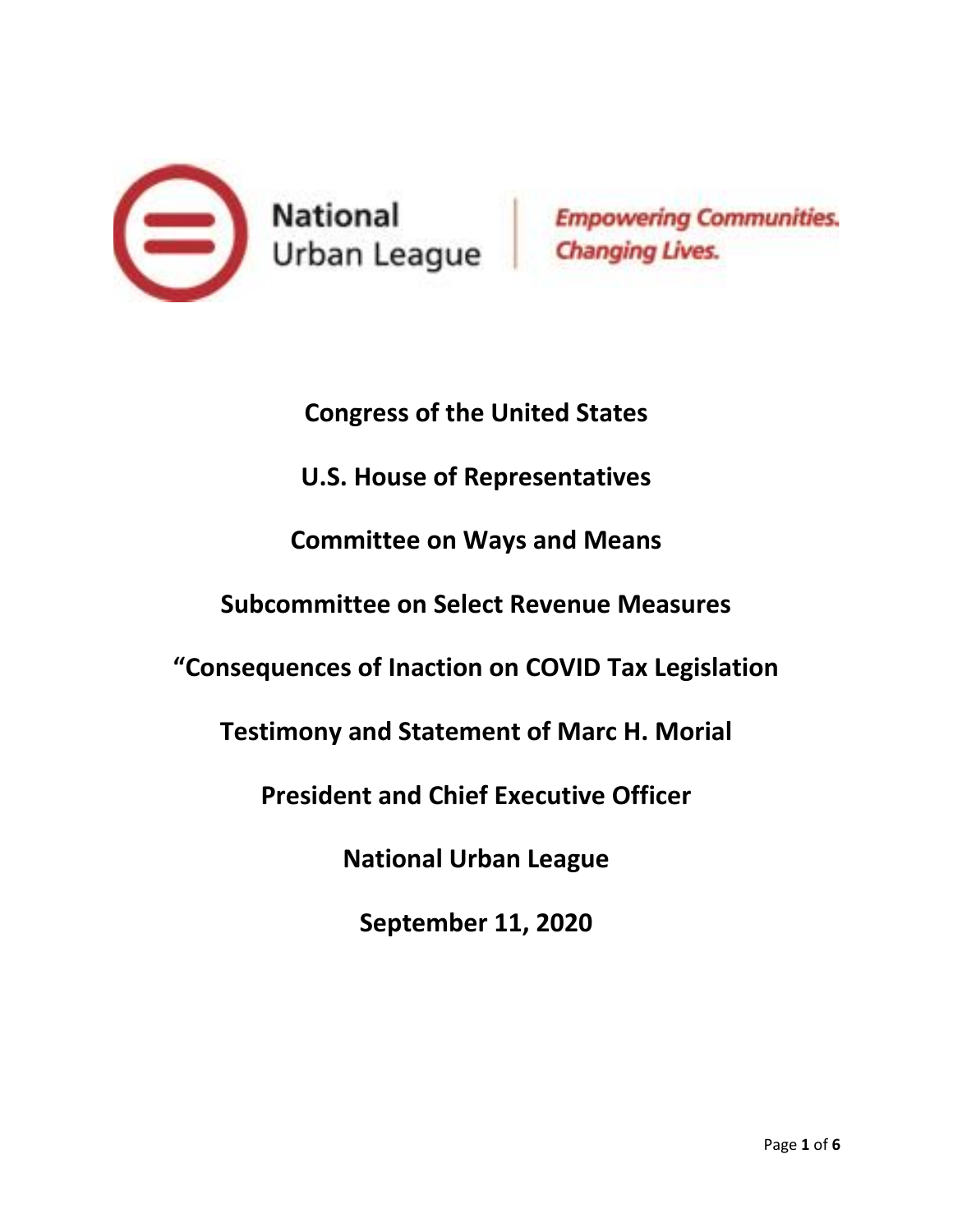National Urban League | *Empowering Communities. Changing Lives.*

**Congress of the United States**

**U.S. House of Representatives**

**Committee on Ways and Means**

**Subcommittee on Select Revenue Measures**

**"Consequences of Inaction on COVID Tax Legislation**

**Testimony and Statement of Marc H. Morial**

**President and Chief Executive Officer**

**National Urban League**

**September 11, 2020**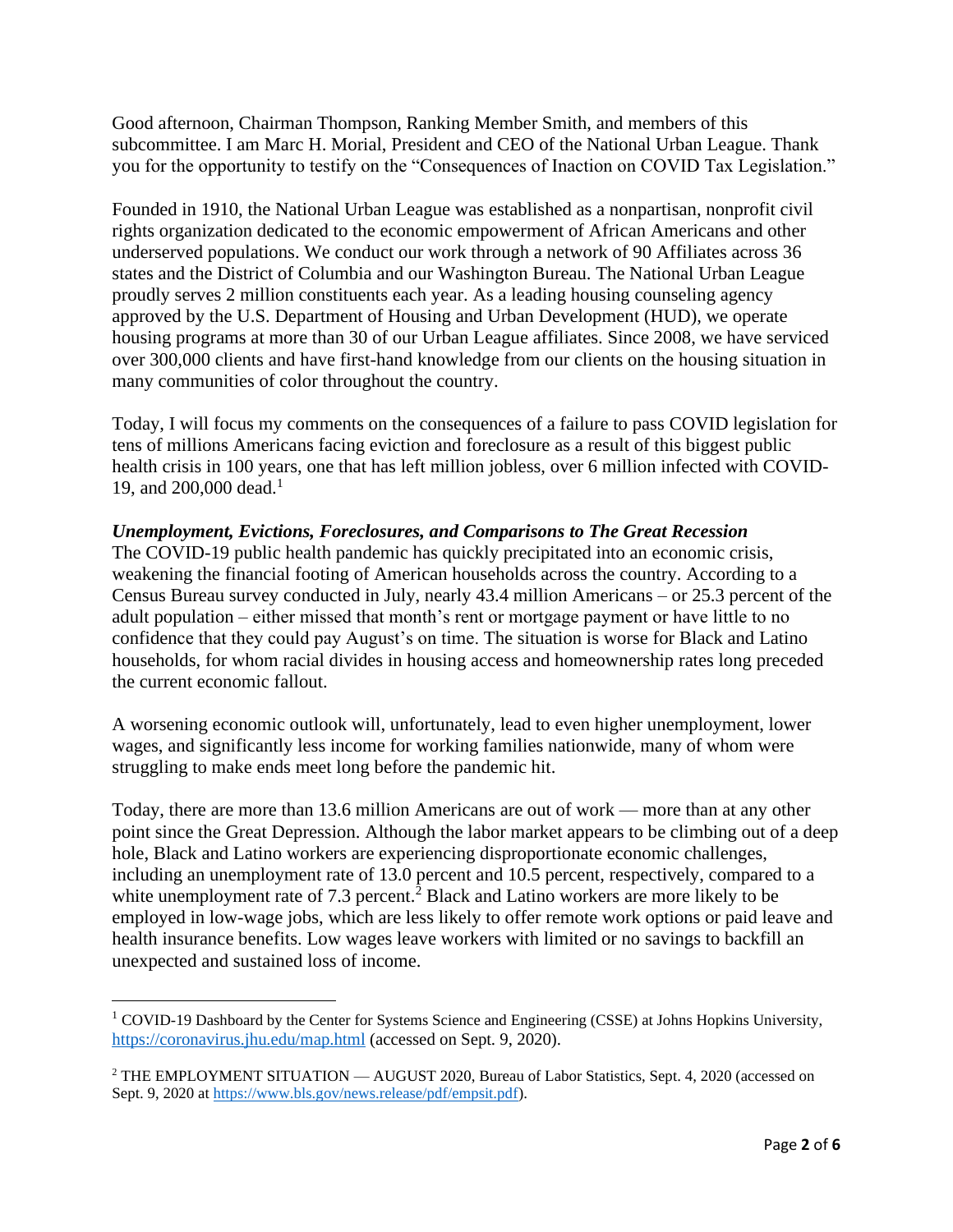Good afternoon, Chairman Thompson, Ranking Member Smith, and members of this subcommittee. I am Marc H. Morial, President and CEO of the National Urban League. Thank you for the opportunity to testify on the "Consequences of Inaction on COVID Tax Legislation."

Founded in 1910, the National Urban League was established as a nonpartisan, nonprofit civil rights organization dedicated to the economic empowerment of African Americans and other underserved populations. We conduct our work through a network of 90 Affiliates across 36 states and the District of Columbia and our Washington Bureau. The National Urban League proudly serves 2 million constituents each year. As a leading housing counseling agency approved by the U.S. Department of Housing and Urban Development (HUD), we operate housing programs at more than 30 of our Urban League affiliates. Since 2008, we have serviced over 300,000 clients and have first-hand knowledge from our clients on the housing situation in many communities of color throughout the country.

Today, I will focus my comments on the consequences of a failure to pass COVID legislation for tens of millions Americans facing eviction and foreclosure as a result of this biggest public health crisis in 100 years, one that has left million jobless, over 6 million infected with COVID-19, and 200,000 dead.[1]

***Unemployment, Evictions, Foreclosures, and Comparisons to The Great Recession***

The COVID-19 public health pandemic has quickly precipitated into an economic crisis, weakening the financial footing of American households across the country. According to a Census Bureau survey conducted in July, nearly 43.4 million Americans – or 25.3 percent of the adult population – either missed that month's rent or mortgage payment or have little to no confidence that they could pay August's on time. The situation is worse for Black and Latino households, for whom racial divides in housing access and homeownership rates long preceded the current economic fallout.

A worsening economic outlook will, unfortunately, lead to even higher unemployment, lower wages, and significantly less income for working families nationwide, many of whom were struggling to make ends meet long before the pandemic hit.

Today, there are more than 13.6 million Americans are out of work — more than at any other point since the Great Depression. Although the labor market appears to be climbing out of a deep hole, Black and Latino workers are experiencing disproportionate economic challenges, including an unemployment rate of 13.0 percent and 10.5 percent, respectively, compared to a white unemployment rate of 7.3 percent.[2] Black and Latino workers are more likely to be employed in low-wage jobs, which are less likely to offer remote work options or paid leave and health insurance benefits. Low wages leave workers with limited or no savings to backfill an unexpected and sustained loss of income.

---

[1] COVID-19 Dashboard by the Center for Systems Science and Engineering (CSSE) at Johns Hopkins University, https://coronavirus.jhu.edu/map.html (accessed on Sept. 9, 2020).

[2] THE EMPLOYMENT SITUATION — AUGUST 2020, Bureau of Labor Statistics, Sept. 4, 2020 (accessed on Sept. 9, 2020 at https://www.bls.gov/news.release/pdf/empsit.pdf).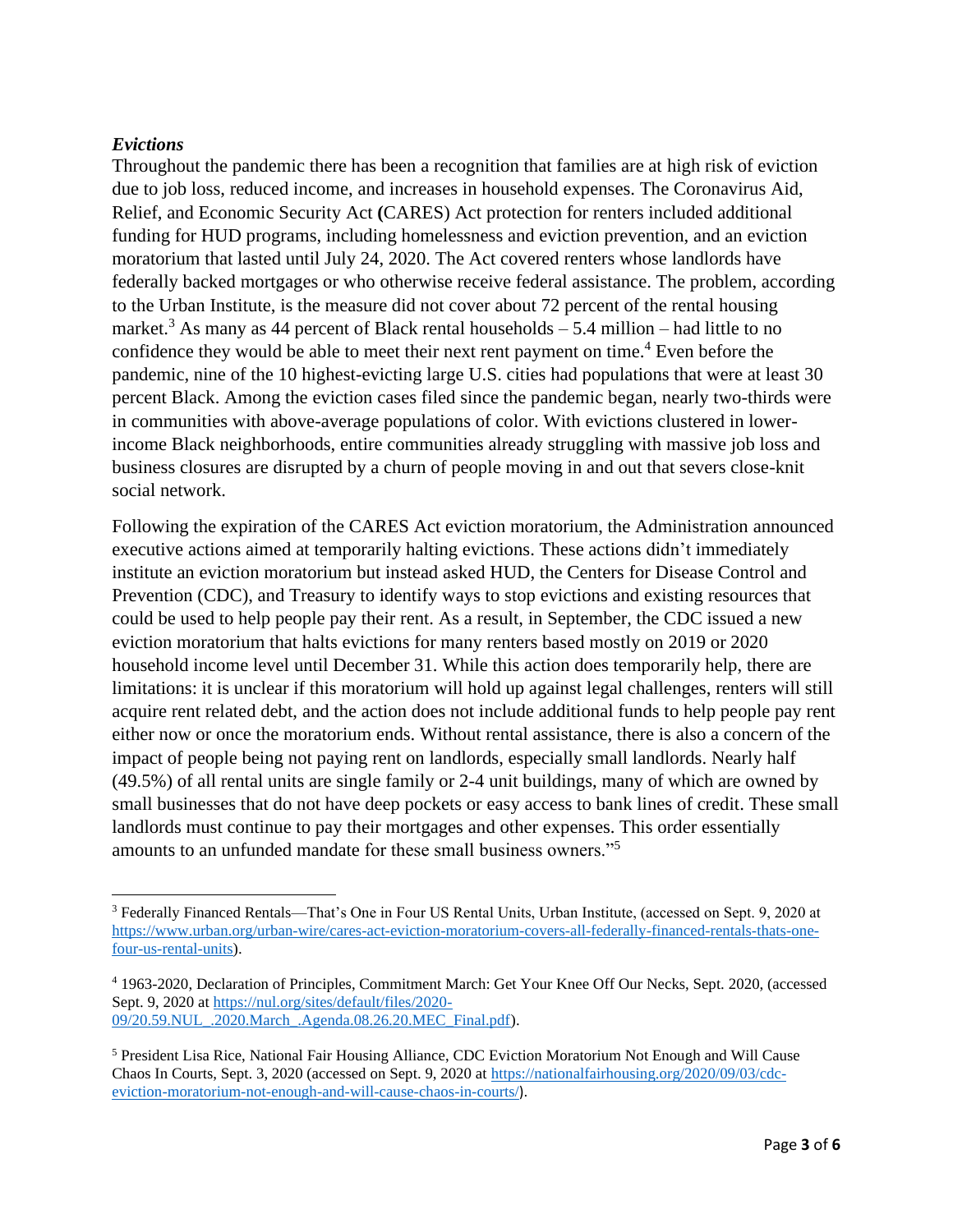***Evictions***

Throughout the pandemic there has been a recognition that families are at high risk of eviction due to job loss, reduced income, and increases in household expenses. The Coronavirus Aid, Relief, and Economic Security Act **(**CARES) Act protection for renters included additional funding for HUD programs, including homelessness and eviction prevention, and an eviction moratorium that lasted until July 24, 2020. The Act covered renters whose landlords have federally backed mortgages or who otherwise receive federal assistance. The problem, according to the Urban Institute, is the measure did not cover about 72 percent of the rental housing market.[3] As many as 44 percent of Black rental households – 5.4 million – had little to no confidence they would be able to meet their next rent payment on time.[4] Even before the pandemic, nine of the 10 highest-evicting large U.S. cities had populations that were at least 30 percent Black. Among the eviction cases filed since the pandemic began, nearly two-thirds were in communities with above-average populations of color. With evictions clustered in lower-income Black neighborhoods, entire communities already struggling with massive job loss and business closures are disrupted by a churn of people moving in and out that severs close-knit social network.

Following the expiration of the CARES Act eviction moratorium, the Administration announced executive actions aimed at temporarily halting evictions. These actions didn't immediately institute an eviction moratorium but instead asked HUD, the Centers for Disease Control and Prevention (CDC), and Treasury to identify ways to stop evictions and existing resources that could be used to help people pay their rent. As a result, in September, the CDC issued a new eviction moratorium that halts evictions for many renters based mostly on 2019 or 2020 household income level until December 31. While this action does temporarily help, there are limitations: it is unclear if this moratorium will hold up against legal challenges, renters will still acquire rent related debt, and the action does not include additional funds to help people pay rent either now or once the moratorium ends. Without rental assistance, there is also a concern of the impact of people being not paying rent on landlords, especially small landlords. Nearly half (49.5%) of all rental units are single family or 2-4 unit buildings, many of which are owned by small businesses that do not have deep pockets or easy access to bank lines of credit. These small landlords must continue to pay their mortgages and other expenses. This order essentially amounts to an unfunded mandate for these small business owners."[5]

---

[3] Federally Financed Rentals—That's One in Four US Rental Units, Urban Institute, (accessed on Sept. 9, 2020 at https://www.urban.org/urban-wire/cares-act-eviction-moratorium-covers-all-federally-financed-rentals-thats-one-four-us-rental-units).

[4] 1963-2020, Declaration of Principles, Commitment March: Get Your Knee Off Our Necks, Sept. 2020, (accessed Sept. 9, 2020 at https://nul.org/sites/default/files/2020-09/20.59.NUL_.2020.March_.Agenda.08.26.20.MEC_Final.pdf).

[5] President Lisa Rice, National Fair Housing Alliance, CDC Eviction Moratorium Not Enough and Will Cause Chaos In Courts, Sept. 3, 2020 (accessed on Sept. 9, 2020 at https://nationalfairhousing.org/2020/09/03/cdc-eviction-moratorium-not-enough-and-will-cause-chaos-in-courts/).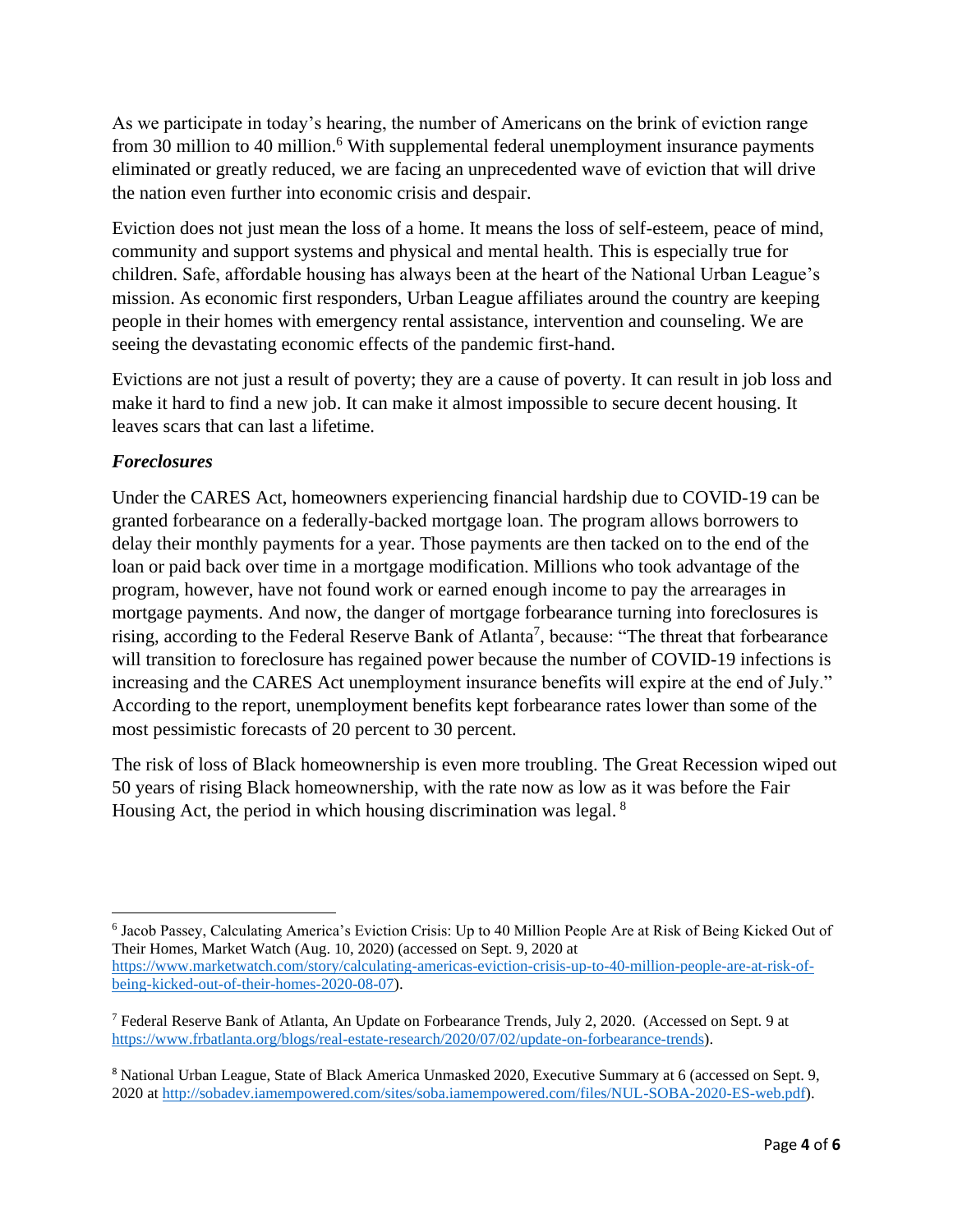As we participate in today's hearing, the number of Americans on the brink of eviction range from 30 million to 40 million.[6] With supplemental federal unemployment insurance payments eliminated or greatly reduced, we are facing an unprecedented wave of eviction that will drive the nation even further into economic crisis and despair.

Eviction does not just mean the loss of a home. It means the loss of self-esteem, peace of mind, community and support systems and physical and mental health. This is especially true for children. Safe, affordable housing has always been at the heart of the National Urban League's mission. As economic first responders, Urban League affiliates around the country are keeping people in their homes with emergency rental assistance, intervention and counseling. We are seeing the devastating economic effects of the pandemic first-hand.

Evictions are not just a result of poverty; they are a cause of poverty. It can result in job loss and make it hard to find a new job. It can make it almost impossible to secure decent housing. It leaves scars that can last a lifetime.

***Foreclosures***

Under the CARES Act, homeowners experiencing financial hardship due to COVID-19 can be granted forbearance on a federally-backed mortgage loan. The program allows borrowers to delay their monthly payments for a year. Those payments are then tacked on to the end of the loan or paid back over time in a mortgage modification. Millions who took advantage of the program, however, have not found work or earned enough income to pay the arrearages in mortgage payments. And now, the danger of mortgage forbearance turning into foreclosures is rising, according to the Federal Reserve Bank of Atlanta[7], because: "The threat that forbearance will transition to foreclosure has regained power because the number of COVID-19 infections is increasing and the CARES Act unemployment insurance benefits will expire at the end of July." According to the report, unemployment benefits kept forbearance rates lower than some of the most pessimistic forecasts of 20 percent to 30 percent.

The risk of loss of Black homeownership is even more troubling. The Great Recession wiped out 50 years of rising Black homeownership, with the rate now as low as it was before the Fair Housing Act, the period in which housing discrimination was legal. [8]

---

[6] Jacob Passey, Calculating America's Eviction Crisis: Up to 40 Million People Are at Risk of Being Kicked Out of Their Homes, Market Watch (Aug. 10, 2020) (accessed on Sept. 9, 2020 at https://www.marketwatch.com/story/calculating-americas-eviction-crisis-up-to-40-million-people-are-at-risk-of-being-kicked-out-of-their-homes-2020-08-07).

[7] Federal Reserve Bank of Atlanta, An Update on Forbearance Trends, July 2, 2020. (Accessed on Sept. 9 at https://www.frbatlanta.org/blogs/real-estate-research/2020/07/02/update-on-forbearance-trends).

[8] National Urban League, State of Black America Unmasked 2020, Executive Summary at 6 (accessed on Sept. 9, 2020 at http://sobadev.iamempowered.com/sites/soba.iamempowered.com/files/NUL-SOBA-2020-ES-web.pdf).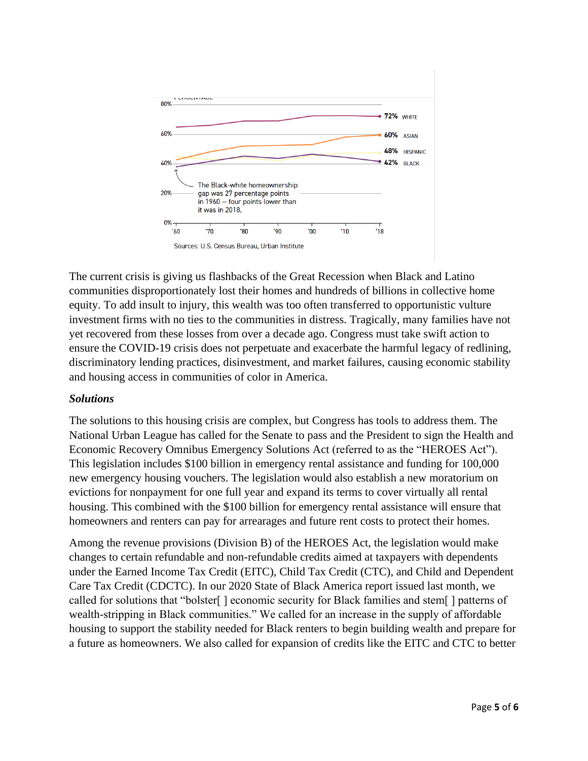The Black-white homeownership gap was 27 percentage points in 1960 — four points lower than it was in 2018.

Sources: U.S. Census Bureau, Urban Institute

The current crisis is giving us flashbacks of the Great Recession when Black and Latino communities disproportionately lost their homes and hundreds of billions in collective home equity. To add insult to injury, this wealth was too often transferred to opportunistic vulture investment firms with no ties to the communities in distress. Tragically, many families have not yet recovered from these losses from over a decade ago. Congress must take swift action to ensure the COVID-19 crisis does not perpetuate and exacerbate the harmful legacy of redlining, discriminatory lending practices, disinvestment, and market failures, causing economic stability and housing access in communities of color in America.

***Solutions***

The solutions to this housing crisis are complex, but Congress has tools to address them. The National Urban League has called for the Senate to pass and the President to sign the Health and Economic Recovery Omnibus Emergency Solutions Act (referred to as the "HEROES Act"). This legislation includes $100 billion in emergency rental assistance and funding for 100,000 new emergency housing vouchers. The legislation would also establish a new moratorium on evictions for nonpayment for one full year and expand its terms to cover virtually all rental housing. This combined with the $100 billion for emergency rental assistance will ensure that homeowners and renters can pay for arrearages and future rent costs to protect their homes.

Among the revenue provisions (Division B) of the HEROES Act, the legislation would make changes to certain refundable and non-refundable credits aimed at taxpayers with dependents under the Earned Income Tax Credit (EITC), Child Tax Credit (CTC), and Child and Dependent Care Tax Credit (CDCTC). In our 2020 State of Black America report issued last month, we called for solutions that "bolster[ ] economic security for Black families and stem[ ] patterns of wealth-stripping in Black communities." We called for an increase in the supply of affordable housing to support the stability needed for Black renters to begin building wealth and prepare for a future as homeowners. We also called for expansion of credits like the EITC and CTC to better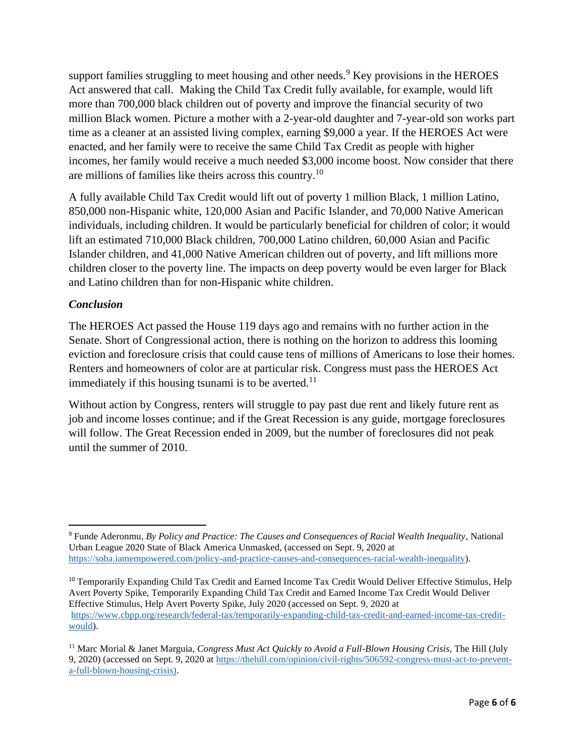support families struggling to meet housing and other needs.[9] Key provisions in the HEROES Act answered that call. Making the Child Tax Credit fully available, for example, would lift more than 700,000 black children out of poverty and improve the financial security of two million Black women. Picture a mother with a 2-year-old daughter and 7-year-old son works part time as a cleaner at an assisted living complex, earning $9,000 a year. If the HEROES Act were enacted, and her family were to receive the same Child Tax Credit as people with higher incomes, her family would receive a much needed $3,000 income boost. Now consider that there are millions of families like theirs across this country.[10]

A fully available Child Tax Credit would lift out of poverty 1 million Black, 1 million Latino, 850,000 non-Hispanic white, 120,000 Asian and Pacific Islander, and 70,000 Native American individuals, including children. It would be particularly beneficial for children of color; it would lift an estimated 710,000 Black children, 700,000 Latino children, 60,000 Asian and Pacific Islander children, and 41,000 Native American children out of poverty, and lift millions more children closer to the poverty line. The impacts on deep poverty would be even larger for Black and Latino children than for non-Hispanic white children.

### *Conclusion*

The HEROES Act passed the House 119 days ago and remains with no further action in the Senate. Short of Congressional action, there is nothing on the horizon to address this looming eviction and foreclosure crisis that could cause tens of millions of Americans to lose their homes. Renters and homeowners of color are at particular risk. Congress must pass the HEROES Act immediately if this housing tsunami is to be averted.[11]

Without action by Congress, renters will struggle to pay past due rent and likely future rent as job and income losses continue; and if the Great Recession is any guide, mortgage foreclosures will follow. The Great Recession ended in 2009, but the number of foreclosures did not peak until the summer of 2010.

---

[9] Funde Aderonmu, *By Policy and Practice: The Causes and Consequences of Racial Wealth Inequality*, National Urban League 2020 State of Black America Unmasked, (accessed on Sept. 9, 2020 at https://soba.iamempowered.com/policy-and-practice-causes-and-consequences-racial-wealth-inequality).

[10] Temporarily Expanding Child Tax Credit and Earned Income Tax Credit Would Deliver Effective Stimulus, Help Avert Poverty Spike, Temporarily Expanding Child Tax Credit and Earned Income Tax Credit Would Deliver Effective Stimulus, Help Avert Poverty Spike, July 2020 (accessed on Sept. 9, 2020 at https://www.cbpp.org/research/federal-tax/temporarily-expanding-child-tax-credit-and-earned-income-tax-credit-would).

[11] Marc Morial & Janet Marguia, *Congress Must Act Quickly to Avoid a Full-Blown Housing Crisis*, The Hill (July 9, 2020) (accessed on Sept. 9, 2020 at https://thehill.com/opinion/civil-rights/506592-congress-must-act-to-prevent-a-full-blown-housing-crisis).